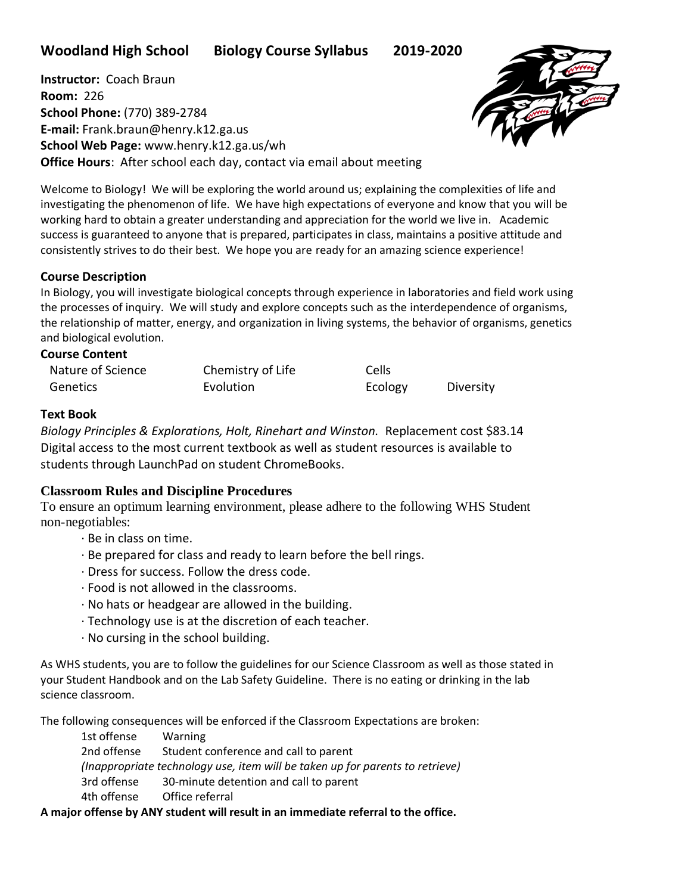# Woodland High School Biology Course Syllabus 2019-2020

**Instructor:** Coach Braun
**Room:** 226
**School Phone:** (770) 389-2784
**E-mail:** Frank.braun@henry.k12.ga.us
**School Web Page:** www.henry.k12.ga.us/wh
**Office Hours**: After school each day, contact via email about meeting

Welcome to Biology! We will be exploring the world around us; explaining the complexities of life and investigating the phenomenon of life. We have high expectations of everyone and know that you will be working hard to obtain a greater understanding and appreciation for the world we live in. Academic success is guaranteed to anyone that is prepared, participates in class, maintains a positive attitude and consistently strives to do their best. We hope you are ready for an amazing science experience!

### Course Description

In Biology, you will investigate biological concepts through experience in laboratories and field work using the processes of inquiry. We will study and explore concepts such as the interdependence of organisms, the relationship of matter, energy, and organization in living systems, the behavior of organisms, genetics and biological evolution.

### Course Content

| | | | |
|---|---|---|---|
| Nature of Science | Chemistry of Life | Cells | |
| Genetics | Evolution | Ecology | Diversity |

### Text Book

*Biology Principles & Explorations, Holt, Rinehart and Winston.* Replacement cost $83.14
Digital access to the most current textbook as well as student resources is available to students through LaunchPad on student ChromeBooks.

### Classroom Rules and Discipline Procedures

To ensure an optimum learning environment, please adhere to the following WHS Student non-negotiables:

- Be in class on time.
- Be prepared for class and ready to learn before the bell rings.
- Dress for success. Follow the dress code.
- Food is not allowed in the classrooms.
- No hats or headgear are allowed in the building.
- Technology use is at the discretion of each teacher.
- No cursing in the school building.

As WHS students, you are to follow the guidelines for our Science Classroom as well as those stated in your Student Handbook and on the Lab Safety Guideline. There is no eating or drinking in the lab science classroom.

The following consequences will be enforced if the Classroom Expectations are broken:

1st offense Warning
2nd offense Student conference and call to parent
*(Inappropriate technology use, item will be taken up for parents to retrieve)*
3rd offense 30-minute detention and call to parent
4th offense Office referral

**A major offense by ANY student will result in an immediate referral to the office.**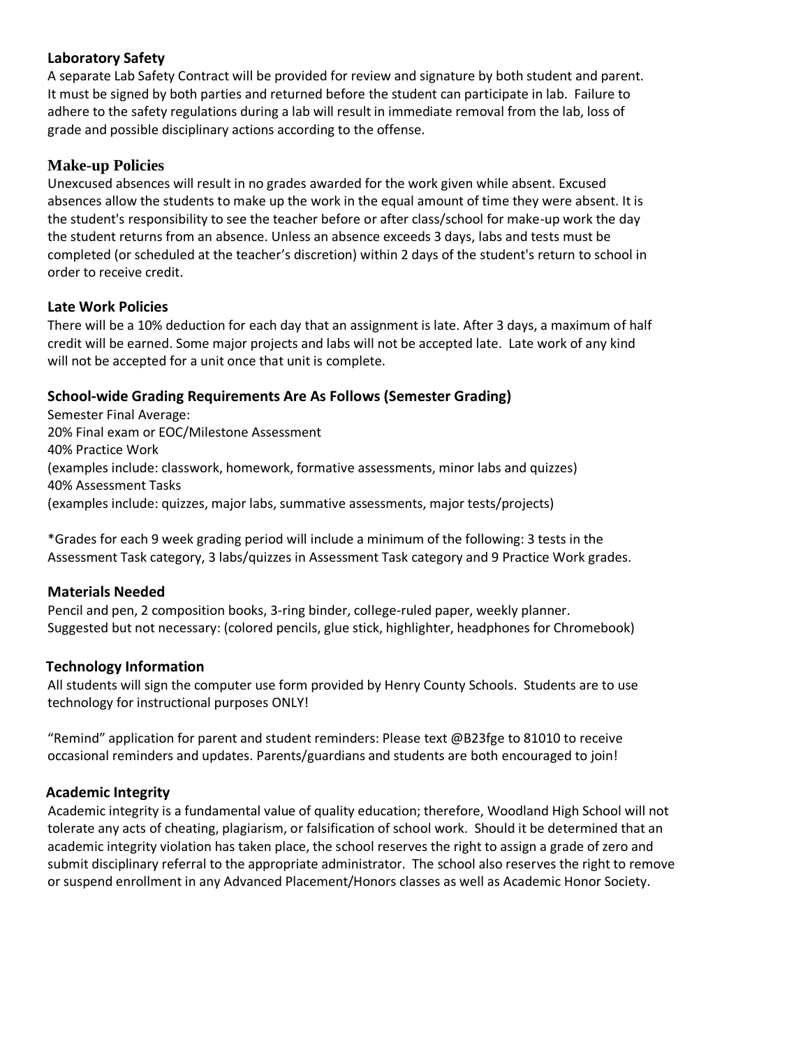### Laboratory Safety

A separate Lab Safety Contract will be provided for review and signature by both student and parent. It must be signed by both parties and returned before the student can participate in lab. Failure to adhere to the safety regulations during a lab will result in immediate removal from the lab, loss of grade and possible disciplinary actions according to the offense.

### Make-up Policies

Unexcused absences will result in no grades awarded for the work given while absent. Excused absences allow the students to make up the work in the equal amount of time they were absent. It is the student's responsibility to see the teacher before or after class/school for make-up work the day the student returns from an absence. Unless an absence exceeds 3 days, labs and tests must be completed (or scheduled at the teacher's discretion) within 2 days of the student's return to school in order to receive credit.

### Late Work Policies

There will be a 10% deduction for each day that an assignment is late. After 3 days, a maximum of half credit will be earned. Some major projects and labs will not be accepted late. Late work of any kind will not be accepted for a unit once that unit is complete.

### School-wide Grading Requirements Are As Follows (Semester Grading)

Semester Final Average:
20% Final exam or EOC/Milestone Assessment
40% Practice Work
(examples include: classwork, homework, formative assessments, minor labs and quizzes)
40% Assessment Tasks
(examples include: quizzes, major labs, summative assessments, major tests/projects)

*Grades for each 9 week grading period will include a minimum of the following: 3 tests in the Assessment Task category, 3 labs/quizzes in Assessment Task category and 9 Practice Work grades.

### Materials Needed

Pencil and pen, 2 composition books, 3-ring binder, college-ruled paper, weekly planner.
Suggested but not necessary: (colored pencils, glue stick, highlighter, headphones for Chromebook)

### Technology Information

All students will sign the computer use form provided by Henry County Schools. Students are to use technology for instructional purposes ONLY!

"Remind" application for parent and student reminders: Please text @B23fge to 81010 to receive occasional reminders and updates. Parents/guardians and students are both encouraged to join!

### Academic Integrity

Academic integrity is a fundamental value of quality education; therefore, Woodland High School will not tolerate any acts of cheating, plagiarism, or falsification of school work. Should it be determined that an academic integrity violation has taken place, the school reserves the right to assign a grade of zero and submit disciplinary referral to the appropriate administrator. The school also reserves the right to remove or suspend enrollment in any Advanced Placement/Honors classes as well as Academic Honor Society.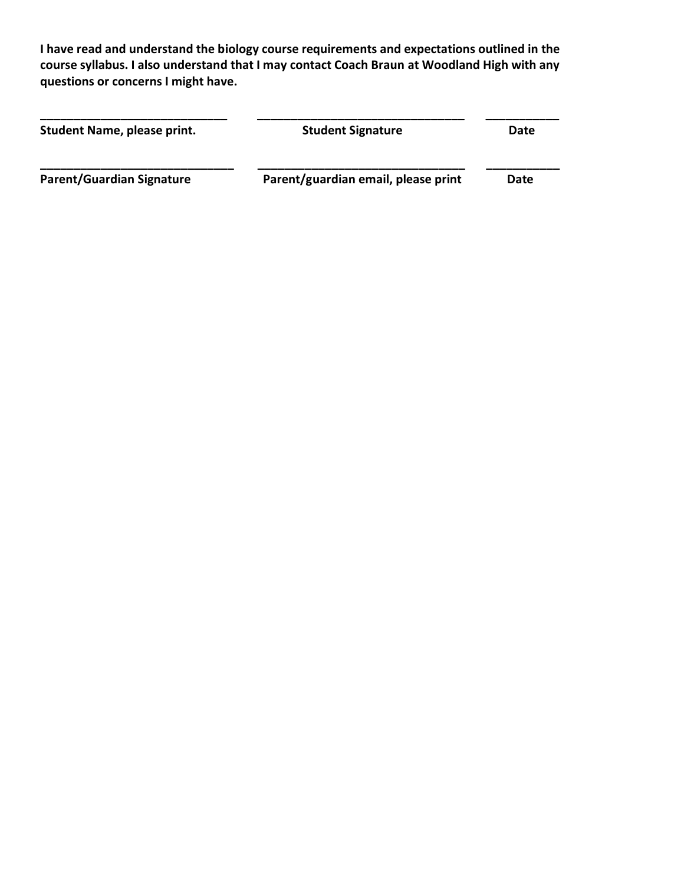**I have read and understand the biology course requirements and expectations outlined in the course syllabus. I also understand that I may contact Coach Braun at Woodland High with any questions or concerns I might have.**

| ___________________________ | ______________________________ | __________ |
|---|---|---|
| **Student Name, please print.** | **Student Signature** | **Date** |
| ___________________________ | ______________________________ | __________ |
| **Parent/Guardian Signature** | **Parent/guardian email, please print** | **Date** |